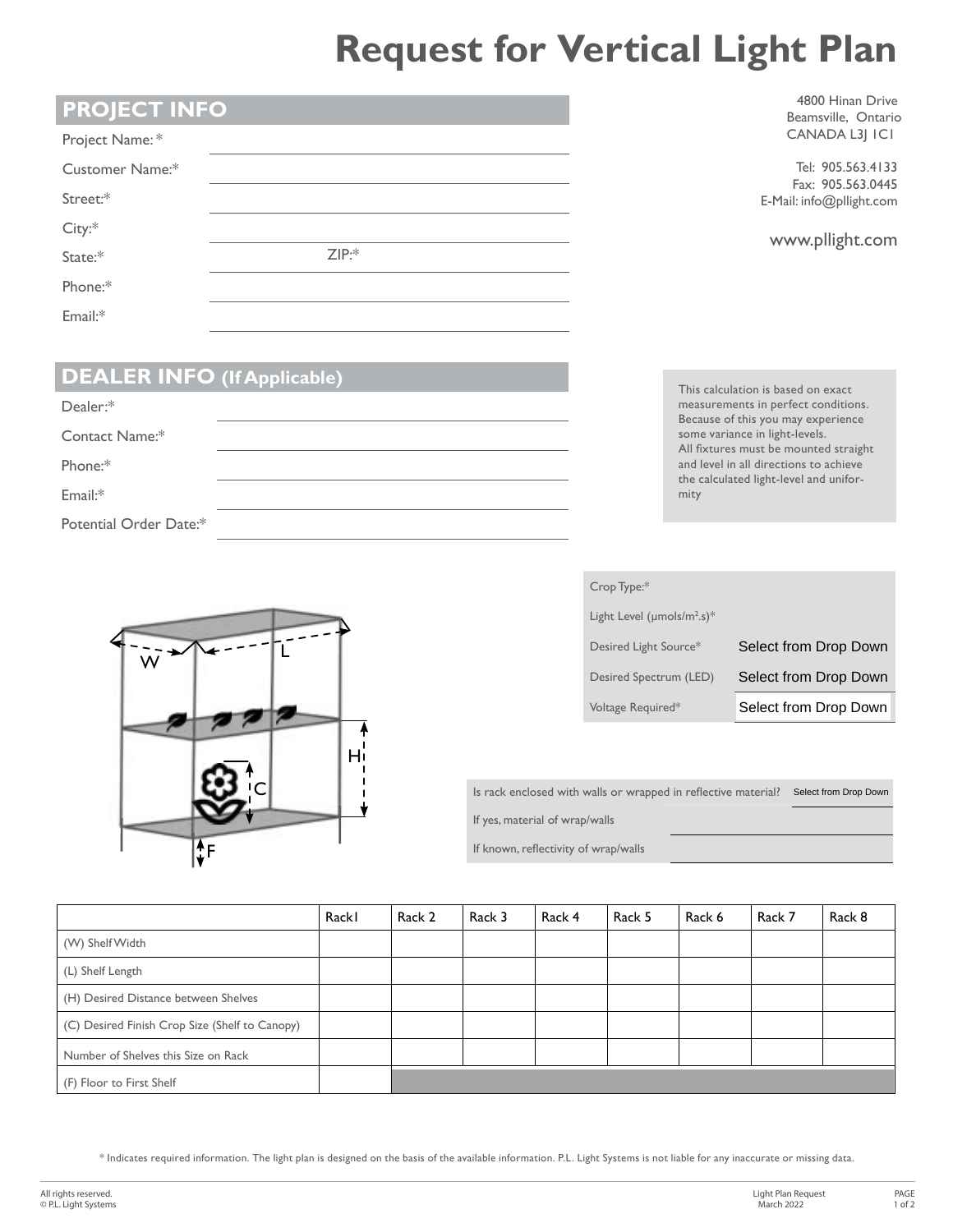# Request for Vertical Light Plan

4800 Hinan Drive
Beamsville, Ontario
CANADA L3J 1C1

Tel: 905.563.4133
Fax: 905.563.0445
E-Mail: info@pllight.com

www.pllight.com

## PROJECT INFO

Project Name:*

Customer Name:*

Street:*

City:*

State:* ZIP:*

Phone:*

Email:*

## DEALER INFO (If Applicable)

Dealer:*

Contact Name:*

Phone:*

Email:*

Potential Order Date:*

This calculation is based on exact measurements in perfect conditions. Because of this you may experience some variance in light-levels. All fixtures must be mounted straight and level in all directions to achieve the calculated light-level and uniformity

| | |
|---|---|
| Crop Type:* | |
| Light Level (µmols/m²s)* | |
| Desired Light Source* | Select from Drop Down |
| Desired Spectrum (LED) | Select from Drop Down |
| Voltage Required* | Select from Drop Down |

W L H C F

| | |
|---|---|
| Is rack enclosed with walls or wrapped in reflective material? | Select from Drop Down |
| If yes, material of wrap/walls | |
| If known, reflectivity of wrap/walls | |

| | Rack1 | Rack 2 | Rack 3 | Rack 4 | Rack 5 | Rack 6 | Rack 7 | Rack 8 |
|---|---|---|---|---|---|---|---|---|
| (W) Shelf Width | | | | | | | | |
| (L) Shelf Length | | | | | | | | |
| (H) Desired Distance between Shelves | | | | | | | | |
| (C) Desired Finish Crop Size (Shelf to Canopy) | | | | | | | | |
| Number of Shelves this Size on Rack | | | | | | | | |
| (F) Floor to First Shelf | | | | | | | | |

* Indicates required information. The light plan is designed on the basis of the available information. P.L. Light Systems is not liable for any inaccurate or missing data.

All rights reserved.
© P.L. Light Systems

Light Plan Request
March 2022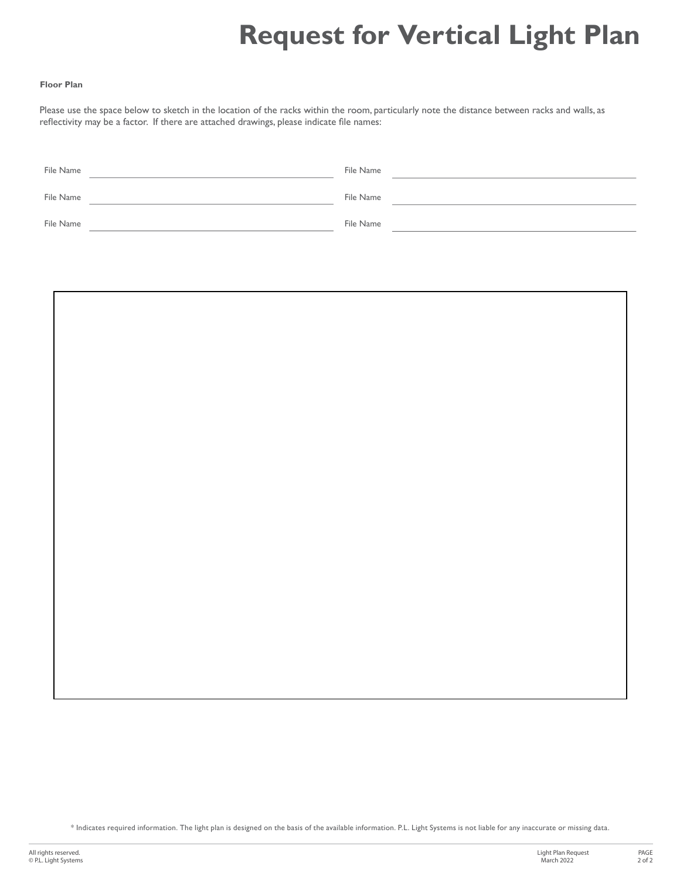# Request for Vertical Light Plan

**Floor Plan**

Please use the space below to sketch in the location of the racks within the room, particularly note the distance between racks and walls, as reflectivity may be a factor. If there are attached drawings, please indicate file names:

| | | | |
|---|---|---|---|
| File Name | | File Name | |
| File Name | | File Name | |
| File Name | | File Name | |

* Indicates required information. The light plan is designed on the basis of the available information. P.L. Light Systems is not liable for any inaccurate or missing data.

All rights reserved.
© P.L. Light Systems

Light Plan Request
March 2022